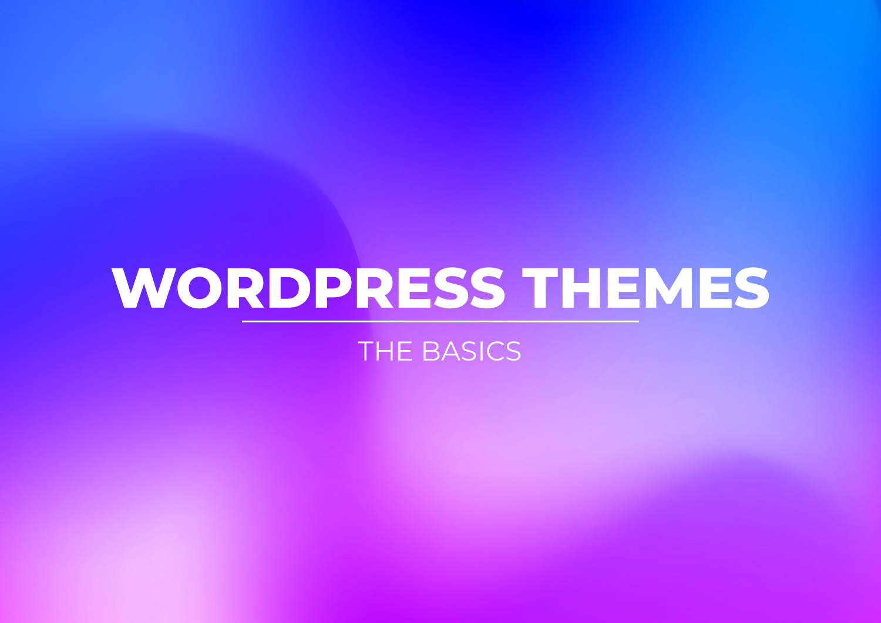# WORDPRESS THEMES

THE BASICS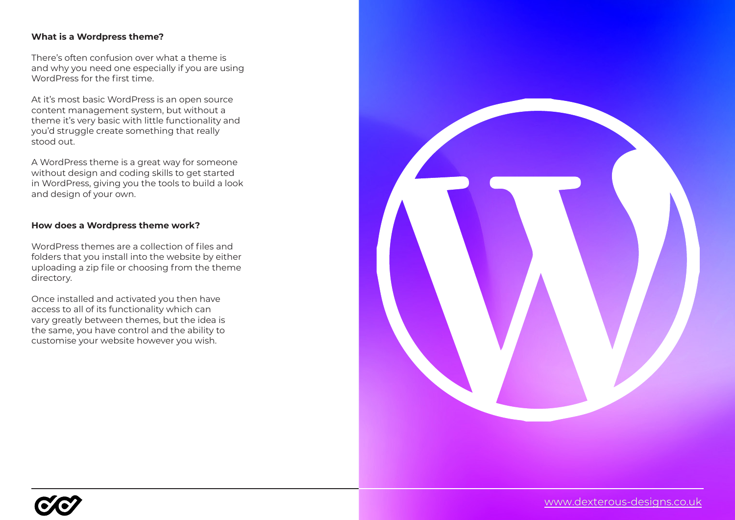**What is a Wordpress theme?**

There's often confusion over what a theme is and why you need one especially if you are using WordPress for the first time.

At it's most basic WordPress is an open source content management system, but without a theme it's very basic with little functionality and you'd struggle create something that really stood out.

A WordPress theme is a great way for someone without design and coding skills to get started in WordPress, giving you the tools to build a look and design of your own.

**How does a Wordpress theme work?**

WordPress themes are a collection of files and folders that you install into the website by either uploading a zip file or choosing from the theme directory.

Once installed and activated you then have access to all of its functionality which can vary greatly between themes, but the idea is the same, you have control and the ability to customise your website however you wish.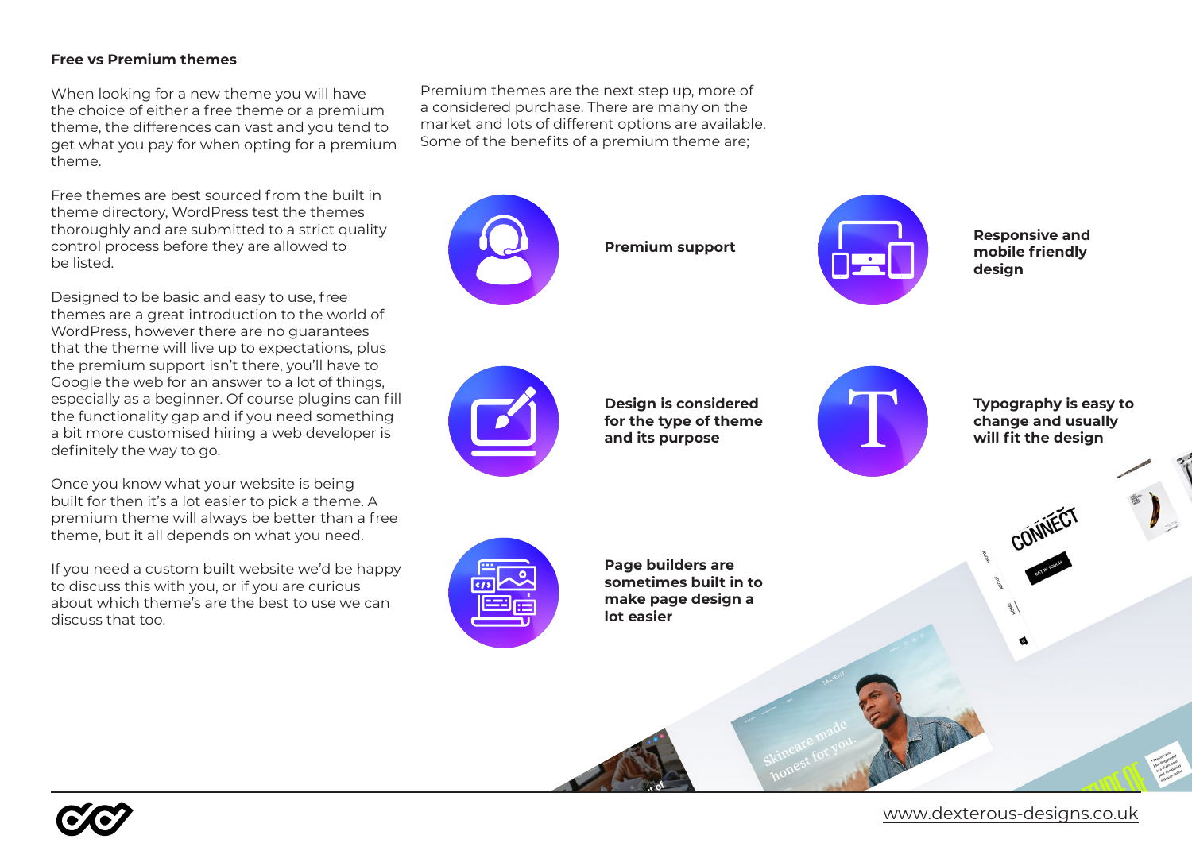**Free vs Premium themes**

When looking for a new theme you will have the choice of either a free theme or a premium theme, the differences can vast and you tend to get what you pay for when opting for a premium theme.

Free themes are best sourced from the built in theme directory, WordPress test the themes thoroughly and are submitted to a strict quality control process before they are allowed to be listed.

Designed to be basic and easy to use, free themes are a great introduction to the world of WordPress, however there are no guarantees that the theme will live up to expectations, plus the premium support isn't there, you'll have to Google the web for an answer to a lot of things, especially as a beginner. Of course plugins can fill the functionality gap and if you need something a bit more customised hiring a web developer is definitely the way to go.

Once you know what your website is being built for then it's a lot easier to pick a theme. A premium theme will always be better than a free theme, but it all depends on what you need.

If you need a custom built website we'd be happy to discuss this with you, or if you are curious about which theme's are the best to use we can discuss that too.

Premium themes are the next step up, more of a considered purchase. There are many on the market and lots of different options are available. Some of the benefits of a premium theme are;

- **Premium support**
- **Responsive and mobile friendly design**
- **Design is considered for the type of theme and its purpose**
- **Typography is easy to change and usually will fit the design**
- **Page builders are sometimes built in to make page design a lot easier**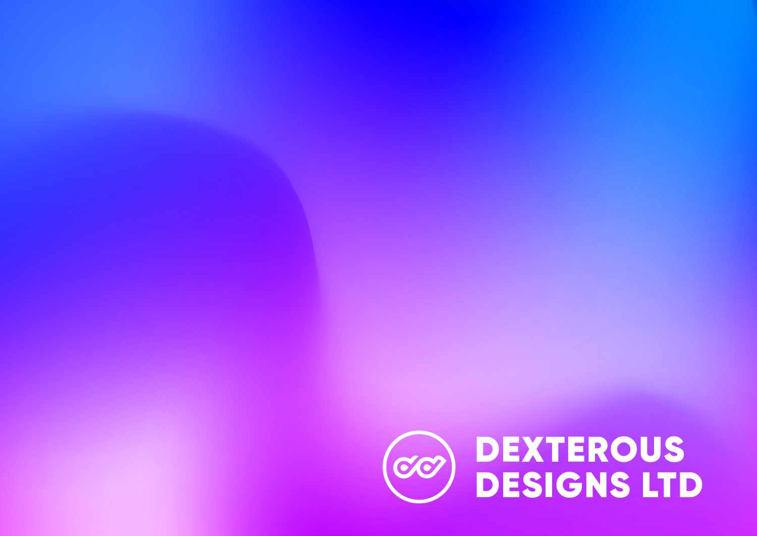DEXTEROUS DESIGNS LTD